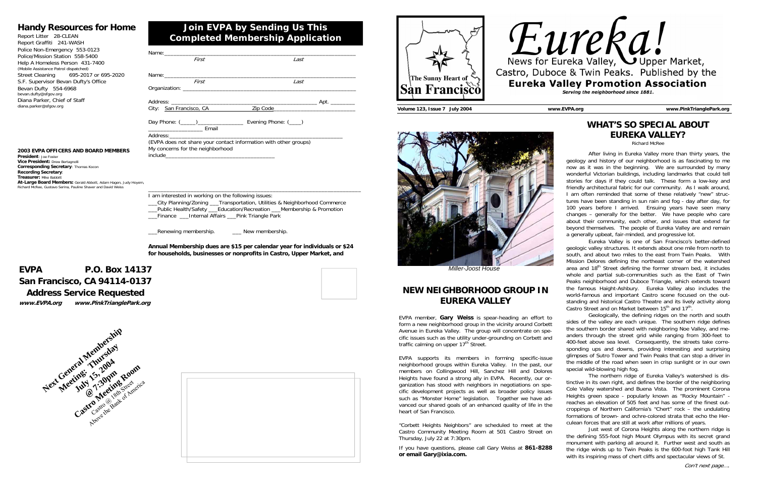## Handy Resources for Home

Report Litter 28-CLEAN
Report Graffiti 241-WASH
Police Non-Emergency 553-0123
Police/Mission Station 558-5400
Help A Homeless Person 431-7400
(Mobile Assistance Patrol dispatched)
Street Cleaning 695-2017 or 695-2020
S.F. Supervisor Bevan Dufty's Office
Bevan Dufty 554-6968
bevan.dufty@sfgov.org
Diana Parker, Chief of Staff
diana.parker@sfgov.org

**2003 EVPA OFFICERS AND BOARD MEMBERS**
**President**: Joe Foster
**Vice President:** Drew Bertagnolli
**Corresponding Secretary**: Thomas Kocon
**Recording Secretary**:
**Treasurer:** Mike Babbitt
**At-Large Board Members:** Gerald Abbott, Adam Hagen, Judy Hoyem, Richard McRee, Gustavo Serina, Pauline Shaver and David Weiss

## Join EVPA by Sending Us This Completed Membership Application

Name:______________________________________________
*First* *Last*

Name:______________________________________________
*First* *Last*

Organization: ________________________________________

Address: _____________________________________ Apt. ________
City: San Francisco, CA Zip Code_____________________

Day Phone: (_____)______________ Evening Phone: (____)
_________________ Email
Address:_____________________________________________
(EVPA does not share your contact information with other groups)
My concerns for the neighborhood
include_______________________________

I am interested in working on the following issues:
___City Planning/Zoning ___Transportation, Utilities & Neighborhood Commerce
___Public Health/Safety ___Education/Recreation ___Membership & Promotion
___Finance ___Internal Affairs ___Pink Triangle Park

___Renewing membership. ___ New membership.

**Annual Membership dues are $15 per calendar year for individuals or $24 for households, businesses or nonprofits in Castro, Upper Market, and**

**EVPA P.O. Box 14137**
**San Francisco, CA 94114-0137**
**Address Service Requested**
***www.EVPA.org www.PinkTrianglePark.org***

**Next General Membership Meeting: Thursday July 15, 2004 @ 7:30pm Castro Meeting Room**
Castro @ 18th Street Above the Bank of America

The Sunny Heart of San Francisco

# Eureka!

News for Eureka Valley, Upper Market, Castro, Duboce & Twin Peaks. Published by the

**Eureka Valley Promotion Association**

*Serving the neighborhood since 1881.*

**Volume 123, Issue 7 July 2004** **www.EVPA.org** **www.PinkTrianglePark.org**

*Miller-Joost House*

## NEW NEIGHBORHOOD GROUP IN EUREKA VALLEY

EVPA member, **Gary Weiss** is spear-heading an effort to form a new neighborhood group in the vicinity around Corbett Avenue in Eureka Valley. The group will concentrate on specific issues such as the utility under-grounding on Corbett and traffic calming on upper 17th Street.

EVPA supports its members in forming specific-issue neighborhood groups within Eureka Valley. In the past, our members on Collingwood Hill, Sanchez Hill and Dolores Heights have found a strong ally in EVPA. Recently, our organization has stood with neighbors in negotiations on specific development projects as well as broader policy issues such as "Monster Home" legislation. Together we have advanced our shared goals of an enhanced quality of life in the heart of San Francisco.

"Corbett Heights Neighbors" are scheduled to meet at the Castro Community Meeting Room at 501 Castro Street on Thursday, July 22 at 7:30pm.

If you have questions, please call Gary Weiss at **861-8288 or email Gary@ixia.com.**

## WHAT'S SO SPECIAL ABOUT EUREKA VALLEY?

Richard McRee

After living in Eureka Valley more than thirty years, the geology and history of our neighborhood is as fascinating to me now as it was in the beginning. We are surrounded by many wonderful Victorian buildings, including landmarks that could tell stories for days if they could talk. These form a low-key and friendly architectural fabric for our community. As I walk around, I am often reminded that some of these relatively "new" structures have been standing in sun rain and fog - day after day, for 100 years before I arrived. Ensuing years have seen many changes – generally for the better. We have people who care about their community, each other, and issues that extend far beyond themselves. The people of Eureka Valley are and remain a generally upbeat, fair-minded, and progressive lot.

Eureka Valley is one of San Francisco's better-defined geologic valley structures. It extends about one mile from north to south, and about two miles to the east from Twin Peaks. With Mission Dolores defining the northeast corner of the watershed area and 18th Street defining the former stream bed, it includes whole and partial sub-communities such as the East of Twin Peaks neighborhood and Duboce Triangle, which extends toward the famous Haight-Ashbury. Eureka Valley also includes the world-famous and important Castro scene focused on the outstanding and historical Castro Theatre and its lively activity along Castro Street and on Market between 15th and 17th.

Geologically, the defining ridges on the north and south sides of the valley are each unique. The southern ridge defines the southern border shared with neighboring Noe Valley, and meanders through the street grid while ranging from 300-feet to 400-feet above sea level. Consequently, the streets take corresponding ups and downs, providing interesting and surprising glimpses of Sutro Tower and Twin Peaks that can stop a driver in the middle of the road when seen in crisp sunlight or in our own special wild-blowing high fog.

The northern ridge of Eureka Valley's watershed is distinctive in its own right, and defines the border of the neighboring Cole Valley watershed and Buena Vista. The prominent Corona Heights green space - popularly known as "Rocky Mountain" - reaches an elevation of 505 feet and has some of the finest outcroppings of Northern California's "Chert" rock – the undulating formations of brown- and ochre-colored strata that echo the Herculean forces that are still at work after millions of years.

Just west of Corona Heights along the northern ridge is the defining 555-foot high Mount Olympus with its secret grand monument with parking all around it. Further west and south as the ridge winds up to Twin Peaks is the 600-foot high Tank Hill with its inspiring mass of chert cliffs and spectacular views of St.

*Con't next page….*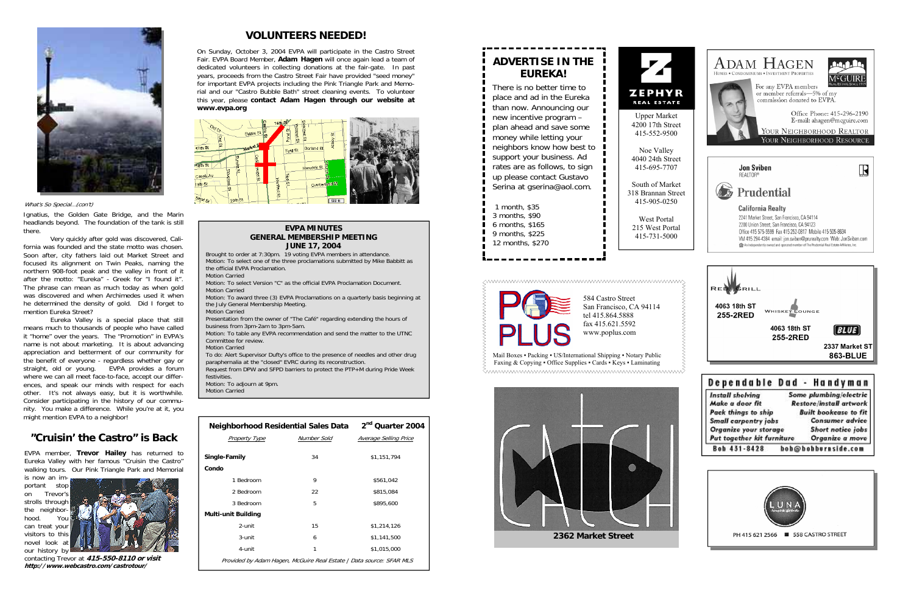*What's So Special...(con't)*

Ignatius, the Golden Gate Bridge, and the Marin headlands beyond. The foundation of the tank is still there.

Very quickly after gold was discovered, California was founded and the state motto was chosen. Soon after, city fathers laid out Market Street and focused its alignment on Twin Peaks, naming the northern 908-foot peak and the valley in front of it after the motto: "Eureka" - Greek for "I found it". The phrase can mean as much today as when gold was discovered and when Archimedes used it when he determined the density of gold. Did I forget to mention Eureka Street?

Eureka Valley is a special place that still means much to thousands of people who have called it "home" over the years. The "Promotion" in EVPA's name is not about marketing. It is about advancing appreciation and betterment of our community for the benefit of everyone - regardless whether gay or straight, old or young. EVPA provides a forum where we can all meet face-to-face, accept our differences, and speak our minds with respect for each other. It's not always easy, but it is worthwhile. Consider participating in the history of our community. You make a difference. While you're at it, you might mention EVPA to a neighbor!

## "Cruisin' the Castro" is Back

EVPA member, **Trevor Hailey** has returned to Eureka Valley with her famous "Cruisin the Castro" walking tours. Our Pink Triangle Park and Memorial is now an important stop on Trevor's strolls through the neighborhood. You can treat your visitors to this novel look at our history by contacting Trevor at ***415-550-8110 or visit http://www.webcastro.com/castrotour/***

## VOLUNTEERS NEEDED!

On Sunday, October 3, 2004 EVPA will participate in the Castro Street Fair. EVPA Board Member, **Adam Hagen** will once again lead a team of dedicated volunteers in collecting donations at the fair-gate. In past years, proceeds from the Castro Street Fair have provided "seed money" for important EVPA projects including the Pink Triangle Park and Memorial and our "Castro Bubble Bath" street cleaning events. To volunteer this year, please **contact Adam Hagen through our website at www.evpa.org**

### EVPA MINUTES
### GENERAL MEMBERSHIP MEETING
### JUNE 17, 2004

Brought to order at 7:30pm. 19 voting EVPA members in attendance.
Motion: To select one of the three proclamations submitted by Mike Babbitt as the official EVPA Proclamation.
Motion Carried
Motion: To select Version "C" as the official EVPA Proclamation Document.
Motion Carried
Motion: To award three (3) EVPA Proclamations on a quarterly basis beginning at the July General Membership Meeting.
Motion Carried
Presentation from the owner of "The Café" regarding extending the hours of business from 3pm-2am to 3pm-5am.
Motion: To table any EVPA recommendation and send the matter to the UTNC Committee for review.
Motion Carried
To do: Alert Supervisor Dufty's office to the presence of needles and other drug paraphernalia at the "closed" EVRC during its reconstruction.
Request from DPW and SFPD barriers to protect the PTP+M during Pride Week festivities.
Motion: To adjourn at 9pm.
Motion Carried

| Neighborhood Residential Sales Data | | 2nd Quarter 2004 |
|---|---|---|
| *Property Type* | *Number Sold* | *Average Selling Price* |
| **Single-Family** | 34 | $1,151,794 |
| **Condo** | | |
| 1 Bedroom | 9 | $561,042 |
| 2 Bedroom | 22 | $815,084 |
| 3 Bedroom | 5 | $895,600 |
| **Multi-unit Building** | | |
| 2-unit | 15 | $1,214,126 |
| 3-unit | 6 | $1,141,500 |
| 4-unit | 1 | $1,015,000 |

*Provided by Adam Hagen, McGuire Real Estate | Data source: SFAR MLS*

## ADVERTISE IN THE EUREKA!

There is no better time to place and ad in the Eureka than now. Announcing our new incentive program – plan ahead and save some money while letting your neighbors know how best to support your business. Ad rates are as follows, to sign up please contact Gustavo Serina at gserina@aol.com.

1 month, $35
3 months, $90
6 months, $165
9 months, $225
12 months, $270

**ZEPHYR REAL ESTATE**

Upper Market
4200 17th Street
415-552-9500

Noe Valley
4040 24th Street
415-695-7707

South of Market
318 Brannan Street
415-905-0250

West Portal
215 West Portal
415-731-5000

**ADAM HAGEN**
HOMES • CONDOMINIUMS • INVESTMENT PROPERTIES

For any EVPA members or member referrals—5% of my commission donated to EVPA.

Office Phone: 415-296-2190
E-mail: ahagen@mcguire.com

YOUR NEIGHBORHOOD REALTOR
YOUR NEIGHBORHOOD RESOURCE

**Jon Sviben**
REALTOR®
**Prudential**
California Realty
2241 Market Street, San Francisco, CA 94114
2200 Union Street, San Francisco, CA 94123
Office 415 575-5599 Fax 415 252-0817 Mobile 415 505-8634
VM 415 294-4384 email: jon.sviben@prurealty.com Web: JonSviben.com

**POSTAL PLUS**
584 Castro Street
San Francisco, CA 94114
tel 415.864.5888
fax 415.621.5592
www.poplus.com

Mail Boxes • Packing • US/International Shipping • Notary Public
Faxing & Copying • Office Supplies • Cards • Keys • Laminating

**RED GRILL**
4063 18th ST
255-2RED

WHISKEY LOUNGE
4063 18th ST
255-2RED

BLUE
2337 Market ST
863-BLUE

**Dependable Dad - Handyman**

| | |
|---|---|
| Install shelving | Some plumbing/electric |
| Make a door fit | Restore/install artwork |
| Pack things to ship | Built bookcase to fit |
| Small carpentry jobs | Consumer advice |
| Organize your storage | Short notice jobs |
| Put together kit furniture | Organize a move |

Bob 431-8428 bob@bobburnside.com

**CATCH**
2362 Market Street

**LUNA**
PH 415 621 2566 ■ 558 CASTRO STREET